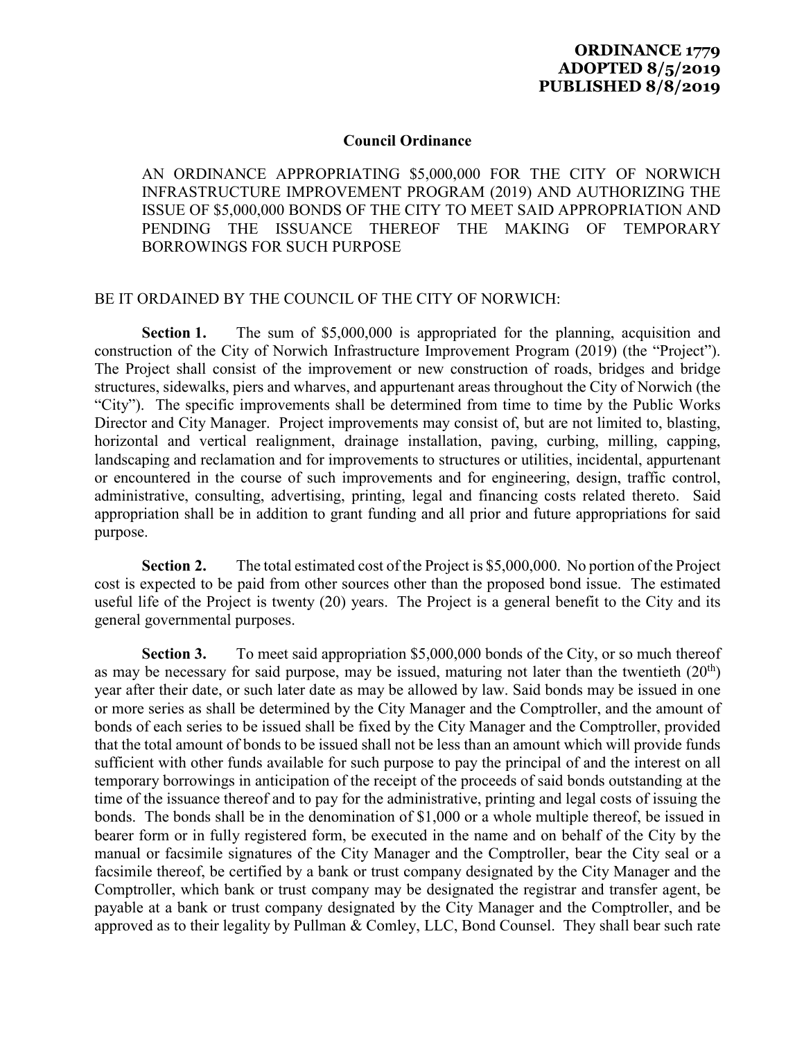**ORDINANCE 1779**
**ADOPTED 8/5/2019**
**PUBLISHED 8/8/2019**

## Council Ordinance

AN ORDINANCE APPROPRIATING $5,000,000 FOR THE CITY OF NORWICH INFRASTRUCTURE IMPROVEMENT PROGRAM (2019) AND AUTHORIZING THE ISSUE OF $5,000,000 BONDS OF THE CITY TO MEET SAID APPROPRIATION AND PENDING THE ISSUANCE THEREOF THE MAKING OF TEMPORARY BORROWINGS FOR SUCH PURPOSE

BE IT ORDAINED BY THE COUNCIL OF THE CITY OF NORWICH:

**Section 1.** The sum of $5,000,000 is appropriated for the planning, acquisition and construction of the City of Norwich Infrastructure Improvement Program (2019) (the "Project"). The Project shall consist of the improvement or new construction of roads, bridges and bridge structures, sidewalks, piers and wharves, and appurtenant areas throughout the City of Norwich (the "City"). The specific improvements shall be determined from time to time by the Public Works Director and City Manager. Project improvements may consist of, but are not limited to, blasting, horizontal and vertical realignment, drainage installation, paving, curbing, milling, capping, landscaping and reclamation and for improvements to structures or utilities, incidental, appurtenant or encountered in the course of such improvements and for engineering, design, traffic control, administrative, consulting, advertising, printing, legal and financing costs related thereto. Said appropriation shall be in addition to grant funding and all prior and future appropriations for said purpose.

**Section 2.** The total estimated cost of the Project is $5,000,000. No portion of the Project cost is expected to be paid from other sources other than the proposed bond issue. The estimated useful life of the Project is twenty (20) years. The Project is a general benefit to the City and its general governmental purposes.

**Section 3.** To meet said appropriation $5,000,000 bonds of the City, or so much thereof as may be necessary for said purpose, may be issued, maturing not later than the twentieth (20th) year after their date, or such later date as may be allowed by law. Said bonds may be issued in one or more series as shall be determined by the City Manager and the Comptroller, and the amount of bonds of each series to be issued shall be fixed by the City Manager and the Comptroller, provided that the total amount of bonds to be issued shall not be less than an amount which will provide funds sufficient with other funds available for such purpose to pay the principal of and the interest on all temporary borrowings in anticipation of the receipt of the proceeds of said bonds outstanding at the time of the issuance thereof and to pay for the administrative, printing and legal costs of issuing the bonds. The bonds shall be in the denomination of $1,000 or a whole multiple thereof, be issued in bearer form or in fully registered form, be executed in the name and on behalf of the City by the manual or facsimile signatures of the City Manager and the Comptroller, bear the City seal or a facsimile thereof, be certified by a bank or trust company designated by the City Manager and the Comptroller, which bank or trust company may be designated the registrar and transfer agent, be payable at a bank or trust company designated by the City Manager and the Comptroller, and be approved as to their legality by Pullman & Comley, LLC, Bond Counsel. They shall bear such rate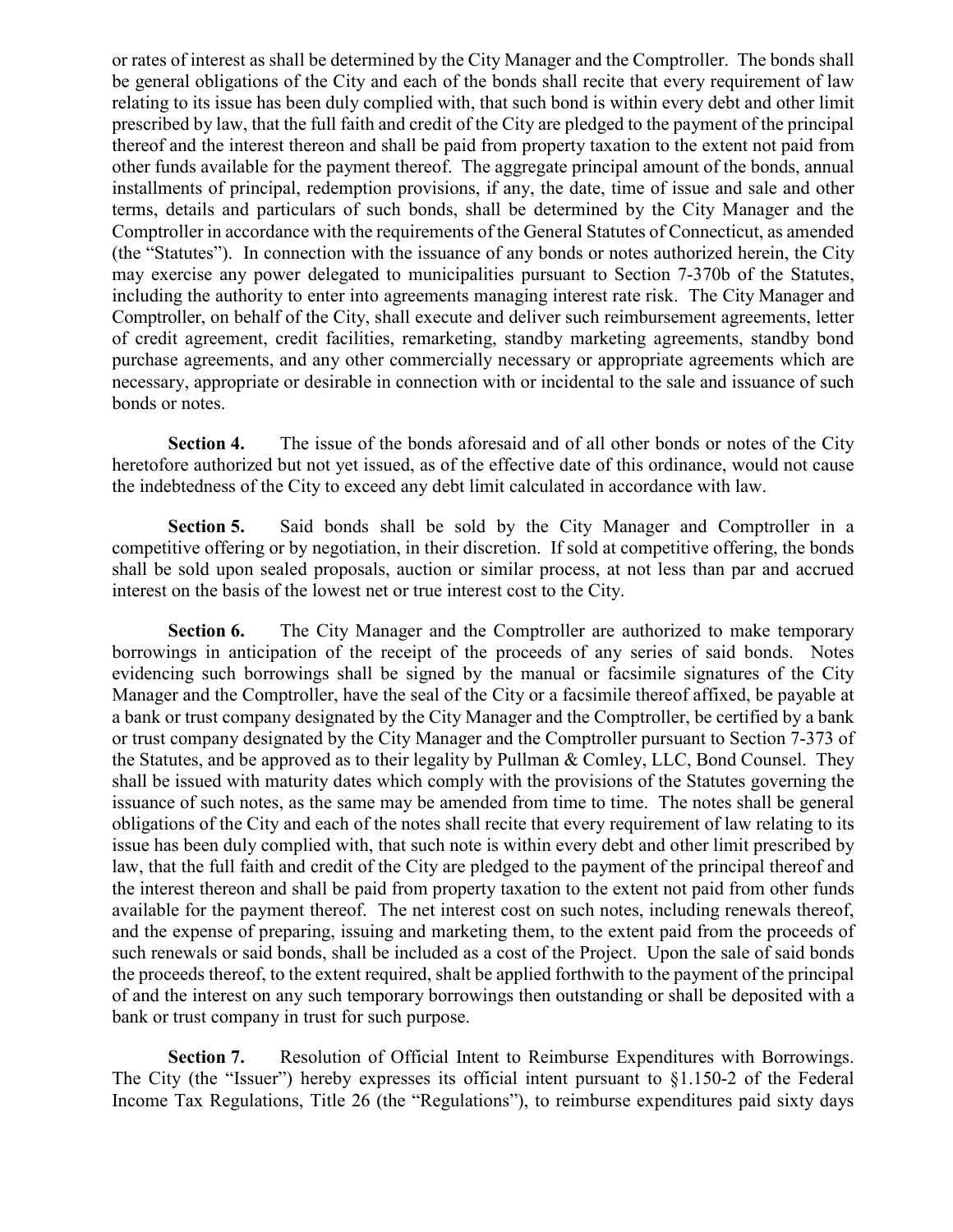or rates of interest as shall be determined by the City Manager and the Comptroller. The bonds shall be general obligations of the City and each of the bonds shall recite that every requirement of law relating to its issue has been duly complied with, that such bond is within every debt and other limit prescribed by law, that the full faith and credit of the City are pledged to the payment of the principal thereof and the interest thereon and shall be paid from property taxation to the extent not paid from other funds available for the payment thereof. The aggregate principal amount of the bonds, annual installments of principal, redemption provisions, if any, the date, time of issue and sale and other terms, details and particulars of such bonds, shall be determined by the City Manager and the Comptroller in accordance with the requirements of the General Statutes of Connecticut, as amended (the "Statutes"). In connection with the issuance of any bonds or notes authorized herein, the City may exercise any power delegated to municipalities pursuant to Section 7-370b of the Statutes, including the authority to enter into agreements managing interest rate risk. The City Manager and Comptroller, on behalf of the City, shall execute and deliver such reimbursement agreements, letter of credit agreement, credit facilities, remarketing, standby marketing agreements, standby bond purchase agreements, and any other commercially necessary or appropriate agreements which are necessary, appropriate or desirable in connection with or incidental to the sale and issuance of such bonds or notes.

**Section 4.** The issue of the bonds aforesaid and of all other bonds or notes of the City heretofore authorized but not yet issued, as of the effective date of this ordinance, would not cause the indebtedness of the City to exceed any debt limit calculated in accordance with law.

**Section 5.** Said bonds shall be sold by the City Manager and Comptroller in a competitive offering or by negotiation, in their discretion. If sold at competitive offering, the bonds shall be sold upon sealed proposals, auction or similar process, at not less than par and accrued interest on the basis of the lowest net or true interest cost to the City.

**Section 6.** The City Manager and the Comptroller are authorized to make temporary borrowings in anticipation of the receipt of the proceeds of any series of said bonds. Notes evidencing such borrowings shall be signed by the manual or facsimile signatures of the City Manager and the Comptroller, have the seal of the City or a facsimile thereof affixed, be payable at a bank or trust company designated by the City Manager and the Comptroller, be certified by a bank or trust company designated by the City Manager and the Comptroller pursuant to Section 7-373 of the Statutes, and be approved as to their legality by Pullman & Comley, LLC, Bond Counsel. They shall be issued with maturity dates which comply with the provisions of the Statutes governing the issuance of such notes, as the same may be amended from time to time. The notes shall be general obligations of the City and each of the notes shall recite that every requirement of law relating to its issue has been duly complied with, that such note is within every debt and other limit prescribed by law, that the full faith and credit of the City are pledged to the payment of the principal thereof and the interest thereon and shall be paid from property taxation to the extent not paid from other funds available for the payment thereof. The net interest cost on such notes, including renewals thereof, and the expense of preparing, issuing and marketing them, to the extent paid from the proceeds of such renewals or said bonds, shall be included as a cost of the Project. Upon the sale of said bonds the proceeds thereof, to the extent required, shalt be applied forthwith to the payment of the principal of and the interest on any such temporary borrowings then outstanding or shall be deposited with a bank or trust company in trust for such purpose.

**Section 7.** Resolution of Official Intent to Reimburse Expenditures with Borrowings. The City (the "Issuer") hereby expresses its official intent pursuant to §1.150-2 of the Federal Income Tax Regulations, Title 26 (the "Regulations"), to reimburse expenditures paid sixty days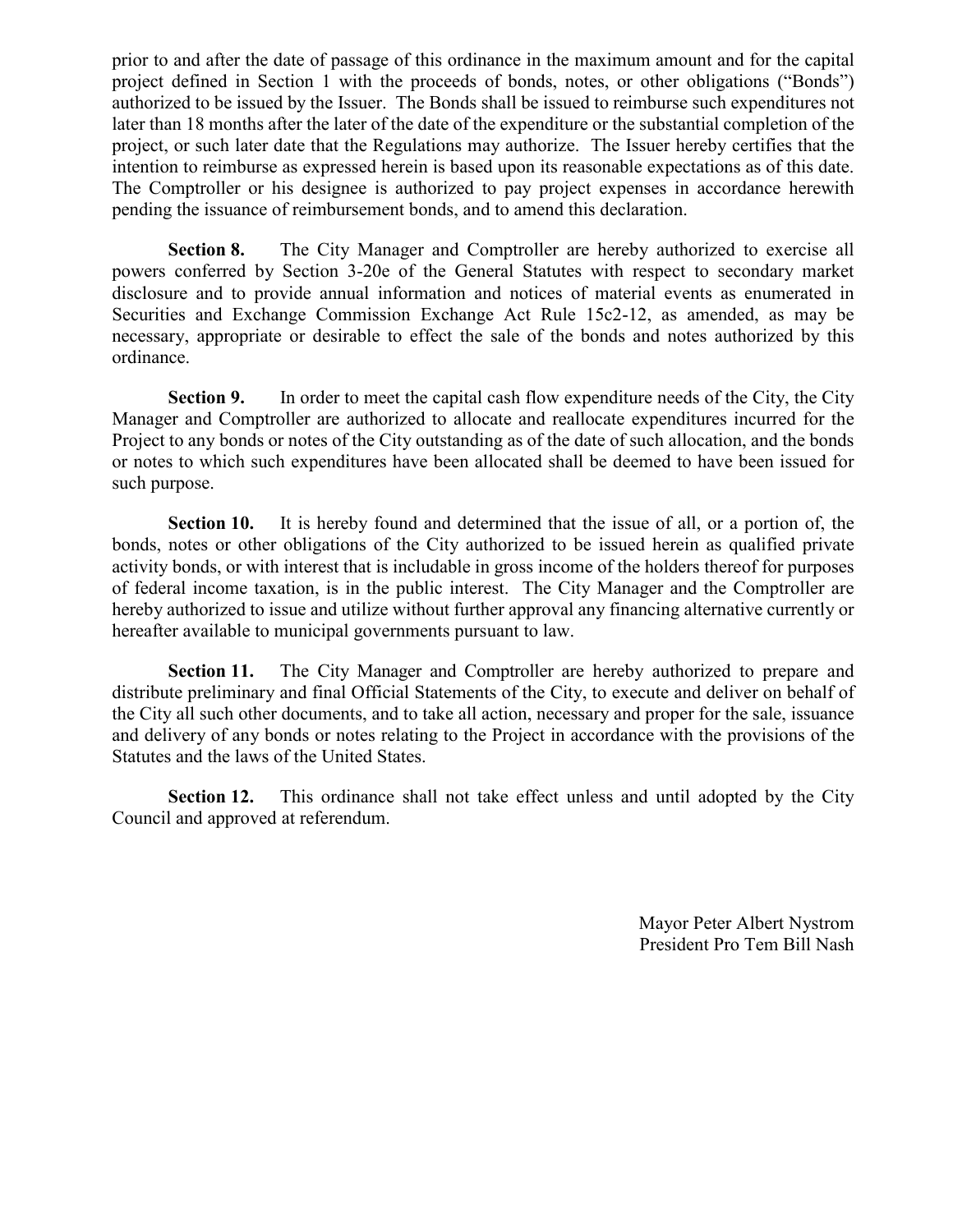prior to and after the date of passage of this ordinance in the maximum amount and for the capital project defined in Section 1 with the proceeds of bonds, notes, or other obligations ("Bonds") authorized to be issued by the Issuer. The Bonds shall be issued to reimburse such expenditures not later than 18 months after the later of the date of the expenditure or the substantial completion of the project, or such later date that the Regulations may authorize. The Issuer hereby certifies that the intention to reimburse as expressed herein is based upon its reasonable expectations as of this date. The Comptroller or his designee is authorized to pay project expenses in accordance herewith pending the issuance of reimbursement bonds, and to amend this declaration.

**Section 8.** The City Manager and Comptroller are hereby authorized to exercise all powers conferred by Section 3-20e of the General Statutes with respect to secondary market disclosure and to provide annual information and notices of material events as enumerated in Securities and Exchange Commission Exchange Act Rule 15c2-12, as amended, as may be necessary, appropriate or desirable to effect the sale of the bonds and notes authorized by this ordinance.

**Section 9.** In order to meet the capital cash flow expenditure needs of the City, the City Manager and Comptroller are authorized to allocate and reallocate expenditures incurred for the Project to any bonds or notes of the City outstanding as of the date of such allocation, and the bonds or notes to which such expenditures have been allocated shall be deemed to have been issued for such purpose.

**Section 10.** It is hereby found and determined that the issue of all, or a portion of, the bonds, notes or other obligations of the City authorized to be issued herein as qualified private activity bonds, or with interest that is includable in gross income of the holders thereof for purposes of federal income taxation, is in the public interest. The City Manager and the Comptroller are hereby authorized to issue and utilize without further approval any financing alternative currently or hereafter available to municipal governments pursuant to law.

**Section 11.** The City Manager and Comptroller are hereby authorized to prepare and distribute preliminary and final Official Statements of the City, to execute and deliver on behalf of the City all such other documents, and to take all action, necessary and proper for the sale, issuance and delivery of any bonds or notes relating to the Project in accordance with the provisions of the Statutes and the laws of the United States.

**Section 12.** This ordinance shall not take effect unless and until adopted by the City Council and approved at referendum.

Mayor Peter Albert Nystrom
President Pro Tem Bill Nash